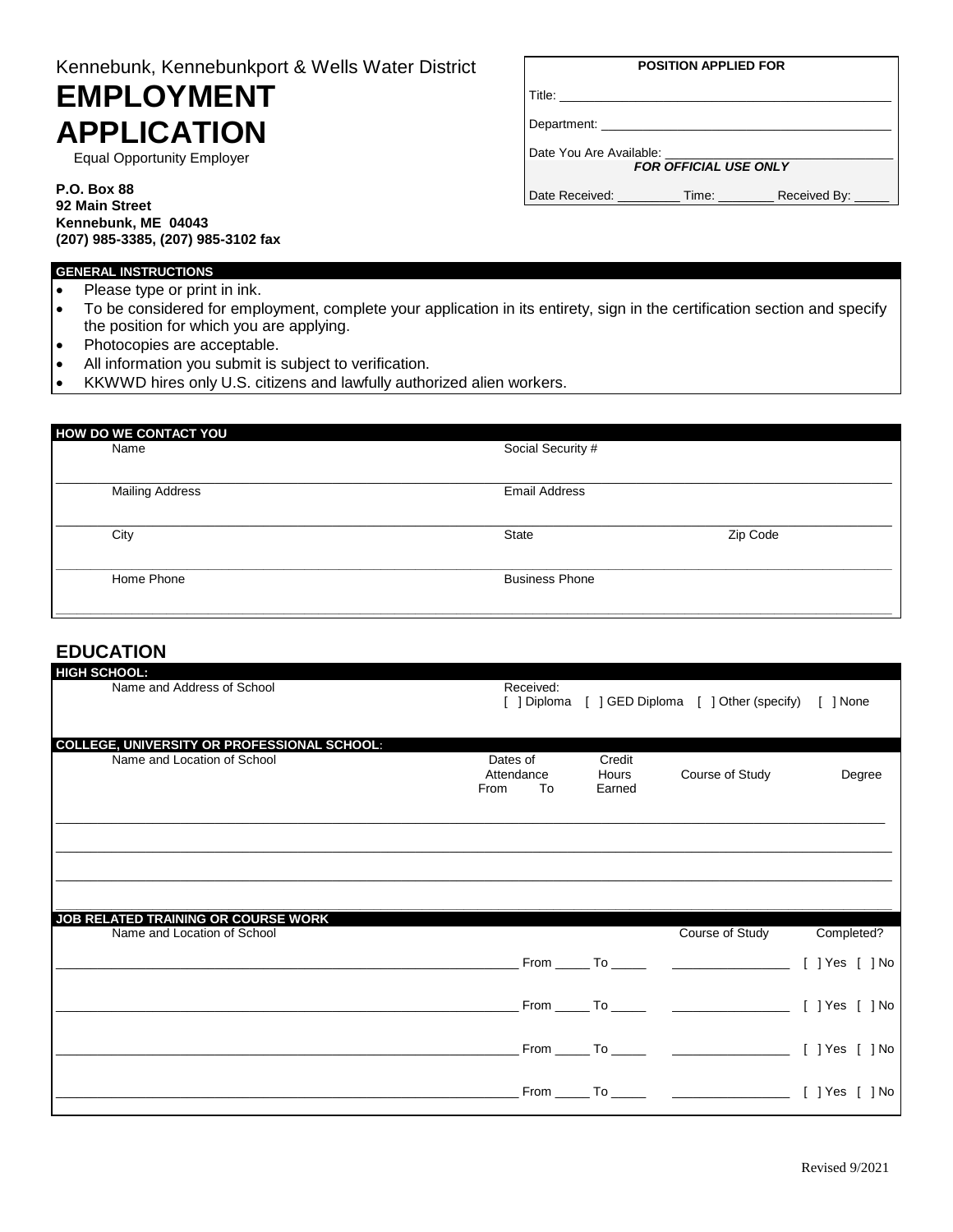Kennebunk, Kennebunkport & Wells Water District

# EMPLOYMENT APPLICATION

Equal Opportunity Employer

**P.O. Box 88**
**92 Main Street**
**Kennebunk, ME 04043**
**(207) 985-3385, (207) 985-3102 fax**

| **POSITION APPLIED FOR** |
|---|
| Title: ______________________________ |
| Department: ______________________________ |
| Date You Are Available: ______________________________ |
| ***FOR OFFICIAL USE ONLY*** |
| Date Received: _________ Time: ________ Received By: _____ |

## GENERAL INSTRUCTIONS

- Please type or print in ink.
- To be considered for employment, complete your application in its entirety, sign in the certification section and specify the position for which you are applying.
- Photocopies are acceptable.
- All information you submit is subject to verification.
- KKWWD hires only U.S. citizens and lawfully authorized alien workers.

## HOW DO WE CONTACT YOU

| Name | Social Security # | |
|---|---|---|
| | | |
| Mailing Address | Email Address | |
| | | |
| City | State | Zip Code |
| | | |
| Home Phone | Business Phone | |
| | | |

## EDUCATION

### HIGH SCHOOL:

| Name and Address of School | Received: |
|---|---|
| | [ ] Diploma [ ] GED Diploma [ ] Other (specify) [ ] None |

### COLLEGE, UNIVERSITY OR PROFESSIONAL SCHOOL:

| Name and Location of School | Dates of Attendance From | Dates of Attendance To | Credit Hours Earned | Course of Study | Degree |
|---|---|---|---|---|---|
| | | | | | |
| | | | | | |
| | | | | | |

### JOB RELATED TRAINING OR COURSE WORK

| Name and Location of School | Dates | Course of Study | Completed? |
|---|---|---|---|
| ______________________________ | From _____ To _____ | ________________ | [ ] Yes [ ] No |
| ______________________________ | From _____ To _____ | ________________ | [ ] Yes [ ] No |
| ______________________________ | From _____ To _____ | ________________ | [ ] Yes [ ] No |
| ______________________________ | From _____ To _____ | ________________ | [ ] Yes [ ] No |

Revised 9/2021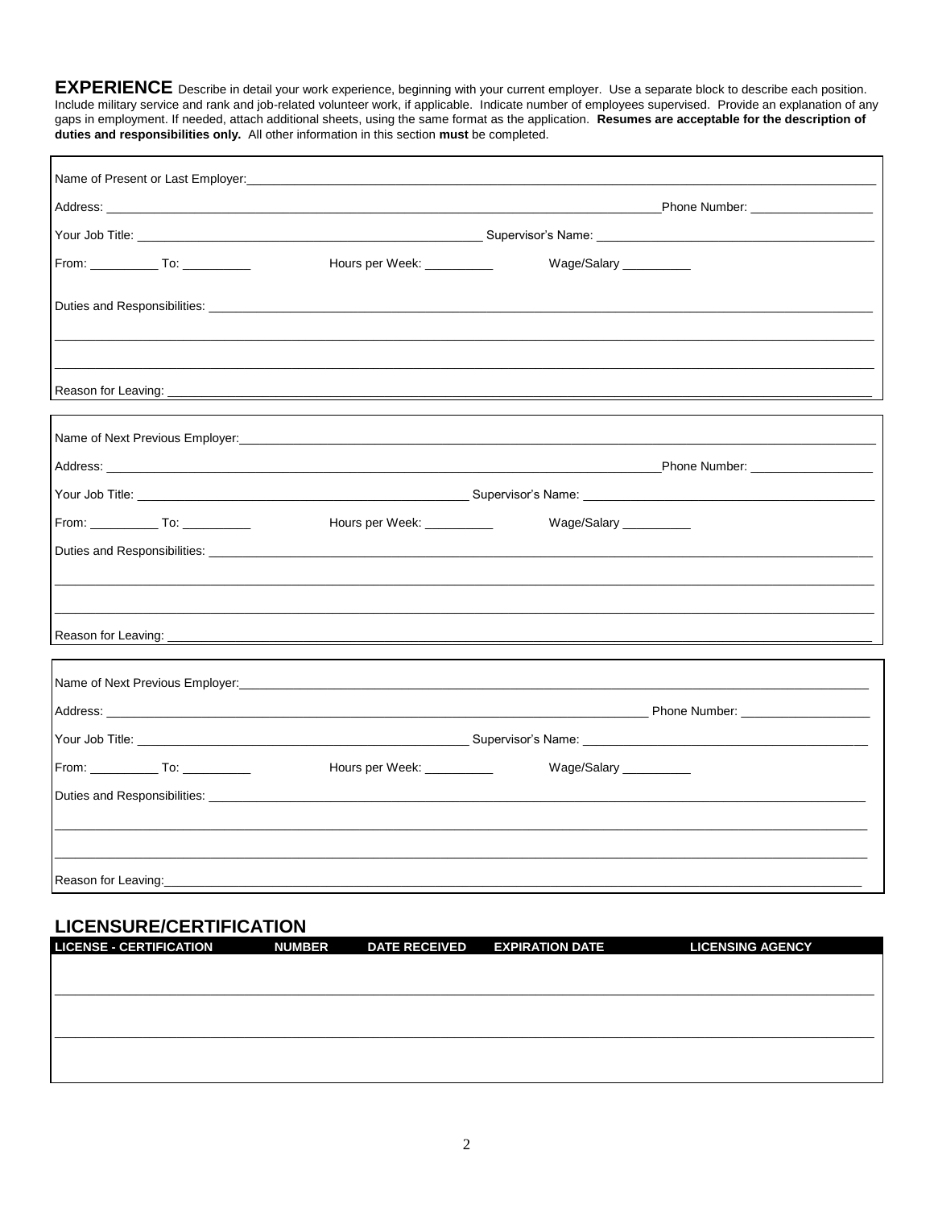**EXPERIENCE** Describe in detail your work experience, beginning with your current employer. Use a separate block to describe each position. Include military service and rank and job-related volunteer work, if applicable. Indicate number of employees supervised. Provide an explanation of any gaps in employment. If needed, attach additional sheets, using the same format as the application. **Resumes are acceptable for the description of duties and responsibilities only.** All other information in this section **must** be completed.

Name of Present or Last Employer: ______________________________

Address: ______________________________ Phone Number: ______________

Your Job Title: ______________________________ Supervisor's Name: ______________________________

From: __________ To: __________ Hours per Week: __________ Wage/Salary __________

Duties and Responsibilities: ______________________________

______________________________

______________________________

Reason for Leaving: ______________________________

---

Name of Next Previous Employer: ______________________________

Address: ______________________________ Phone Number: ______________

Your Job Title: ______________________________ Supervisor's Name: ______________________________

From: __________ To: __________ Hours per Week: __________ Wage/Salary __________

Duties and Responsibilities: ______________________________

______________________________

______________________________

Reason for Leaving: ______________________________

---

Name of Next Previous Employer: ______________________________

Address: ______________________________ Phone Number: ______________

Your Job Title: ______________________________ Supervisor's Name: ______________________________

From: __________ To: __________ Hours per Week: __________ Wage/Salary __________

Duties and Responsibilities: ______________________________

______________________________

______________________________

Reason for Leaving: ______________________________

## LICENSURE/CERTIFICATION

| LICENSE - CERTIFICATION | NUMBER | DATE RECEIVED | EXPIRATION DATE | LICENSING AGENCY |
| --- | --- | --- | --- | --- |
| | | | | |
| | | | | |
| | | | | |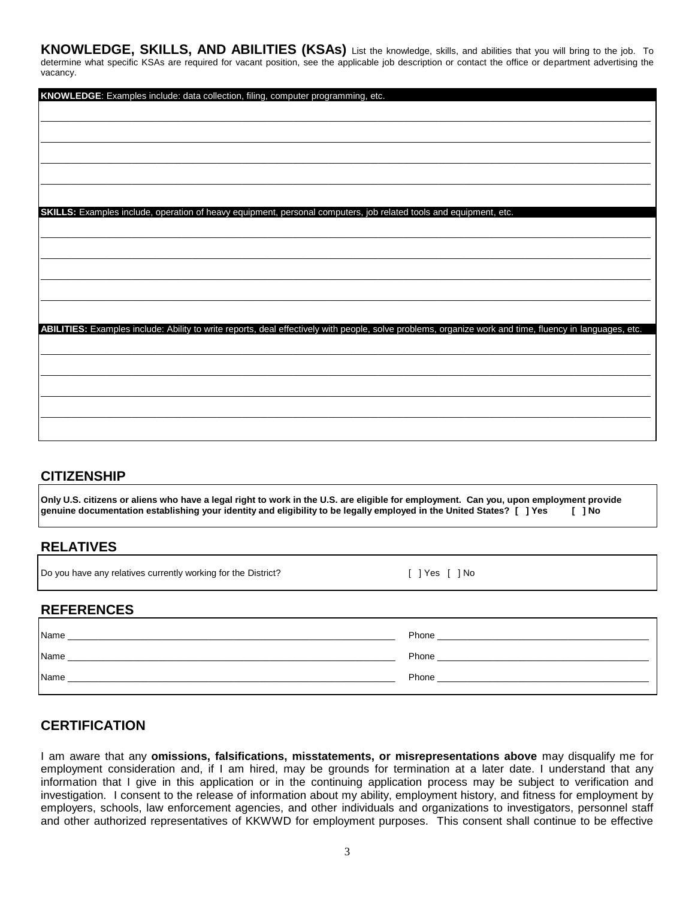## KNOWLEDGE, SKILLS, AND ABILITIES (KSAs)

List the knowledge, skills, and abilities that you will bring to the job. To determine what specific KSAs are required for vacant position, see the applicable job description or contact the office or department advertising the vacancy.

**KNOWLEDGE**: Examples include: data collection, filing, computer programming, etc.

______________________________________________________________________

______________________________________________________________________

______________________________________________________________________

______________________________________________________________________

**SKILLS:** Examples include, operation of heavy equipment, personal computers, job related tools and equipment, etc.

______________________________________________________________________

______________________________________________________________________

______________________________________________________________________

______________________________________________________________________

**ABILITIES:** Examples include: Ability to write reports, deal effectively with people, solve problems, organize work and time, fluency in languages, etc.

______________________________________________________________________

______________________________________________________________________

______________________________________________________________________

______________________________________________________________________

## CITIZENSHIP

**Only U.S. citizens or aliens who have a legal right to work in the U.S. are eligible for employment. Can you, upon employment provide genuine documentation establishing your identity and eligibility to be legally employed in the United States? [ ] Yes [ ] No**

## RELATIVES

Do you have any relatives currently working for the District? [ ] Yes [ ] No

## REFERENCES

| Name | Phone |
| --- | --- |
| Name ______________________ | Phone ______________________ |
| Name ______________________ | Phone ______________________ |
| Name ______________________ | Phone ______________________ |

## CERTIFICATION

I am aware that any **omissions, falsifications, misstatements, or misrepresentations above** may disqualify me for employment consideration and, if I am hired, may be grounds for termination at a later date. I understand that any information that I give in this application or in the continuing application process may be subject to verification and investigation. I consent to the release of information about my ability, employment history, and fitness for employment by employers, schools, law enforcement agencies, and other individuals and organizations to investigators, personnel staff and other authorized representatives of KKWWD for employment purposes. This consent shall continue to be effective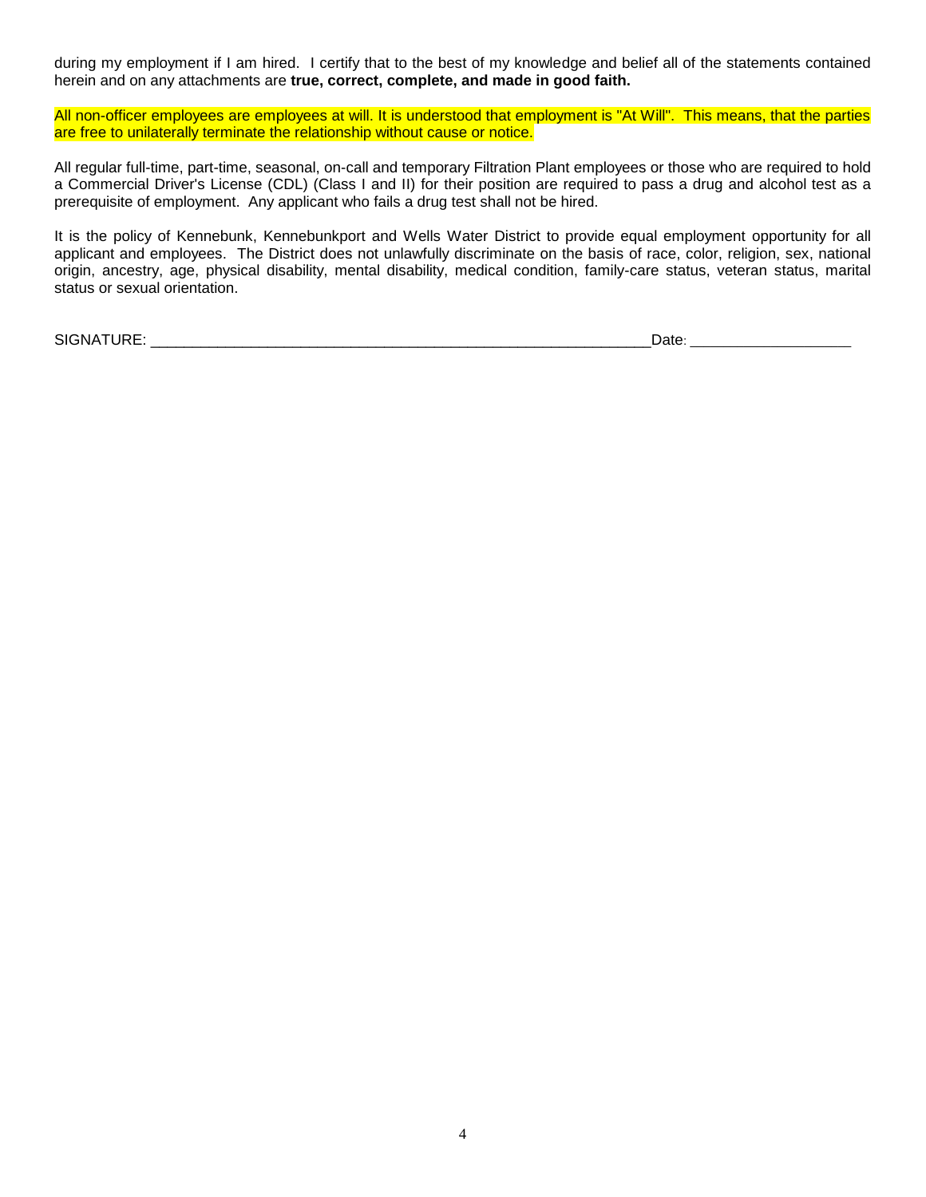during my employment if I am hired. I certify that to the best of my knowledge and belief all of the statements contained herein and on any attachments are **true, correct, complete, and made in good faith.**

All non-officer employees are employees at will. It is understood that employment is "At Will". This means, that the parties are free to unilaterally terminate the relationship without cause or notice.

All regular full-time, part-time, seasonal, on-call and temporary Filtration Plant employees or those who are required to hold a Commercial Driver's License (CDL) (Class I and II) for their position are required to pass a drug and alcohol test as a prerequisite of employment. Any applicant who fails a drug test shall not be hired.

It is the policy of Kennebunk, Kennebunkport and Wells Water District to provide equal employment opportunity for all applicant and employees. The District does not unlawfully discriminate on the basis of race, color, religion, sex, national origin, ancestry, age, physical disability, mental disability, medical condition, family-care status, veteran status, marital status or sexual orientation.

SIGNATURE: _____________________________________________________________Date: ___________________